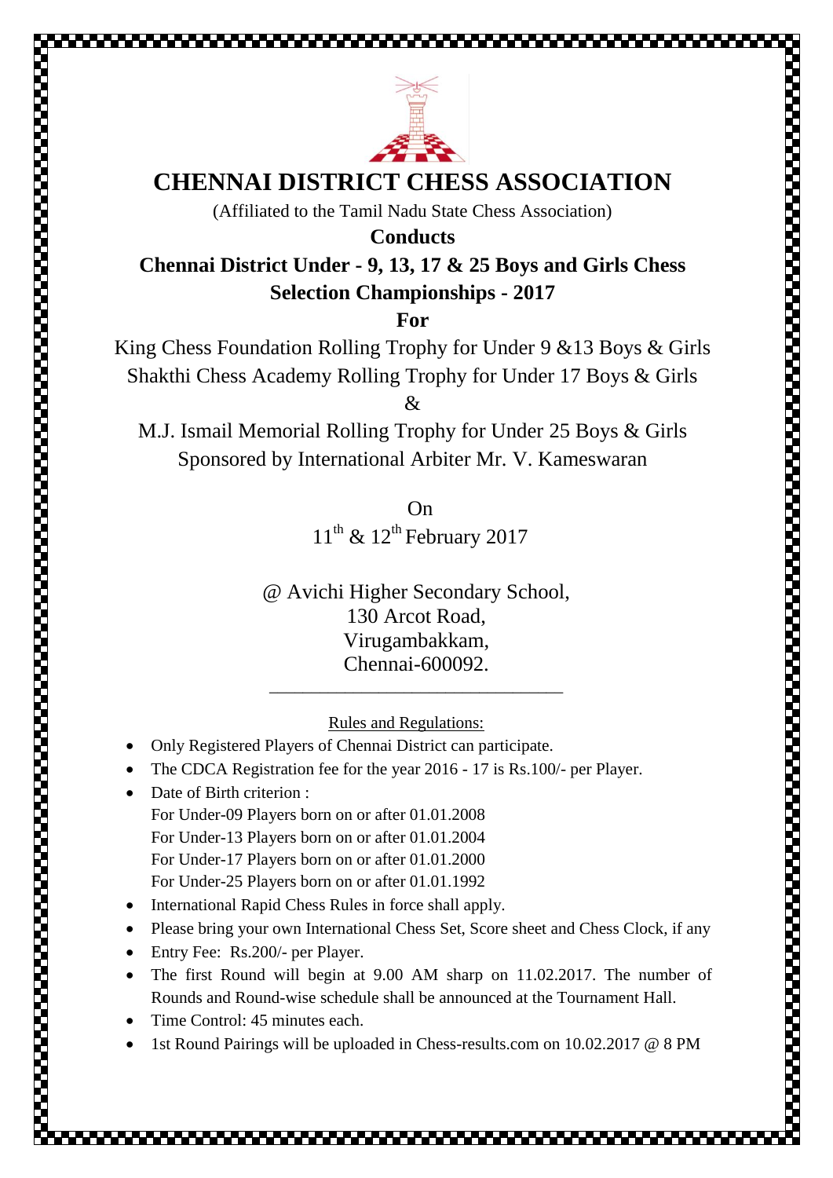# CHENNAI DISTRICT CHESS ASSOCIATION

(Affiliated to the Tamil Nadu State Chess Association)

**Conducts**

**Chennai District Under - 9, 13, 17 & 25 Boys and Girls Chess Selection Championships - 2017**

**For**

King Chess Foundation Rolling Trophy for Under 9 &13 Boys & Girls
Shakthi Chess Academy Rolling Trophy for Under 17 Boys & Girls
&
M.J. Ismail Memorial Rolling Trophy for Under 25 Boys & Girls
Sponsored by International Arbiter Mr. V. Kameswaran

On
11th & 12th February 2017

@ Avichi Higher Secondary School,
130 Arcot Road,
Virugambakkam,
Chennai-600092.

---

Rules and Regulations:

- Only Registered Players of Chennai District can participate.
- The CDCA Registration fee for the year 2016 - 17 is Rs.100/- per Player.
- Date of Birth criterion :
  For Under-09 Players born on or after 01.01.2008
  For Under-13 Players born on or after 01.01.2004
  For Under-17 Players born on or after 01.01.2000
  For Under-25 Players born on or after 01.01.1992
- International Rapid Chess Rules in force shall apply.
- Please bring your own International Chess Set, Score sheet and Chess Clock, if any
- Entry Fee: Rs.200/- per Player.
- The first Round will begin at 9.00 AM sharp on 11.02.2017. The number of Rounds and Round-wise schedule shall be announced at the Tournament Hall.
- Time Control: 45 minutes each.
- 1st Round Pairings will be uploaded in Chess-results.com on 10.02.2017 @ 8 PM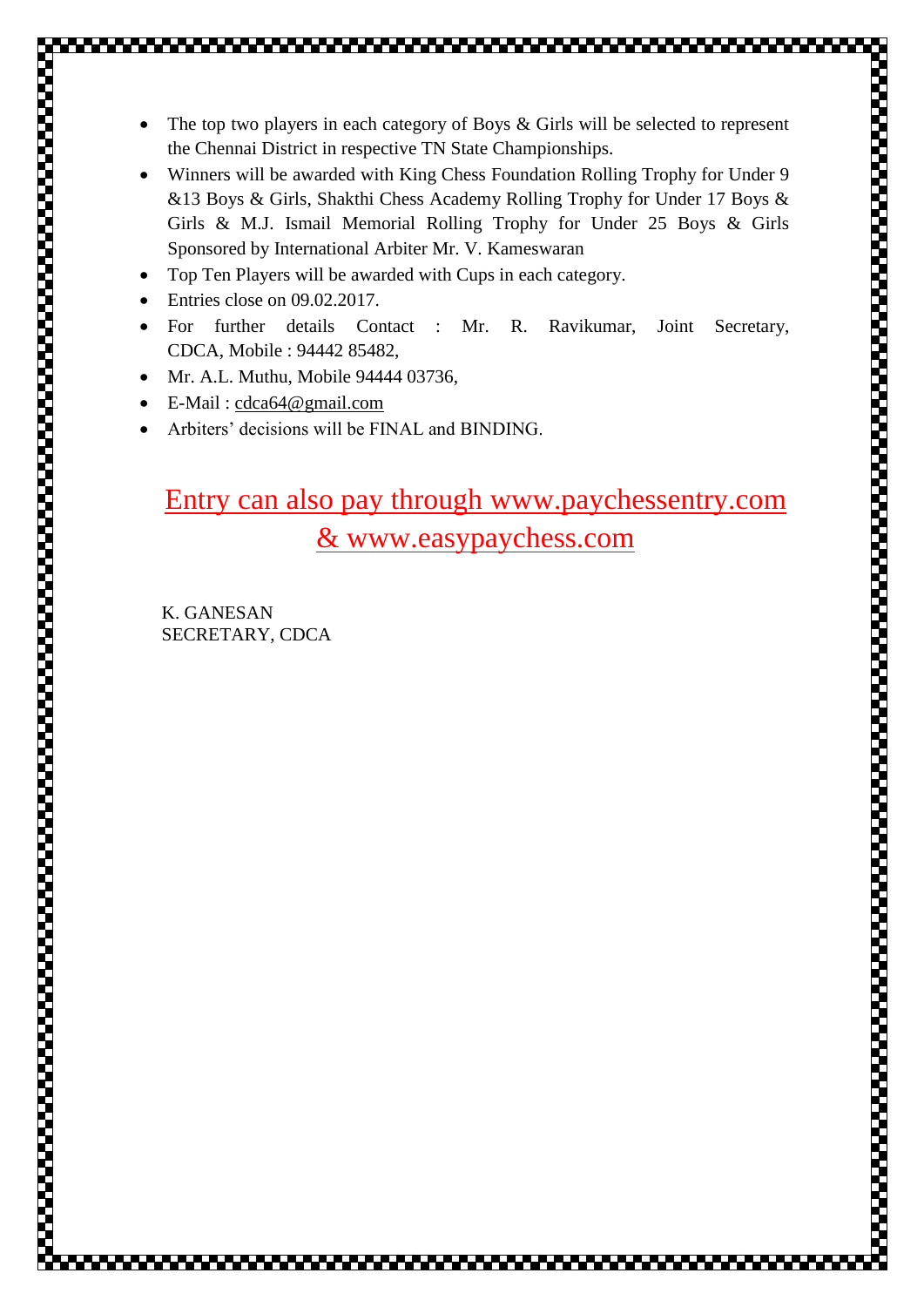- The top two players in each category of Boys & Girls will be selected to represent the Chennai District in respective TN State Championships.
- Winners will be awarded with King Chess Foundation Rolling Trophy for Under 9 &13 Boys & Girls, Shakthi Chess Academy Rolling Trophy for Under 17 Boys & Girls & M.J. Ismail Memorial Rolling Trophy for Under 25 Boys & Girls Sponsored by International Arbiter Mr. V. Kameswaran
- Top Ten Players will be awarded with Cups in each category.
- Entries close on 09.02.2017.
- For further details Contact : Mr. R. Ravikumar, Joint Secretary, CDCA, Mobile : 94442 85482,
- Mr. A.L. Muthu, Mobile 94444 03736,
- E-Mail : cdca64@gmail.com
- Arbiters' decisions will be FINAL and BINDING.

Entry can also pay through www.paychessentry.com & www.easypaychess.com

K. GANESAN
SECRETARY, CDCA